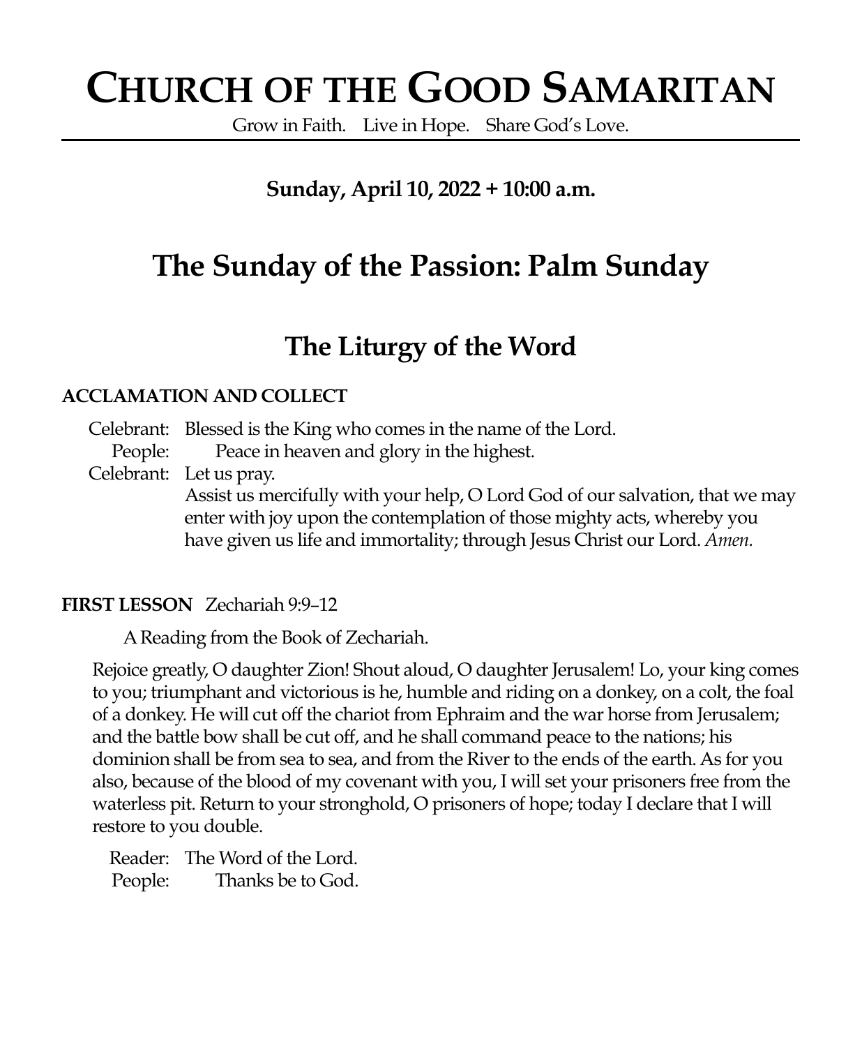# CHURCH OF THE GOOD SAMARITAN

Grow in Faith. Live in Hope. Share God's Love.

**Sunday, April 10, 2022 + 10:00 a.m.**

# The Sunday of the Passion: Palm Sunday

## The Liturgy of the Word

**ACCLAMATION AND COLLECT**

Celebrant: Blessed is the King who comes in the name of the Lord.
People: **Peace in heaven and glory in the highest.**
Celebrant: Let us pray.
Assist us mercifully with your help, O Lord God of our salvation, that we may enter with joy upon the contemplation of those mighty acts, whereby you have given us life and immortality; through Jesus Christ our Lord. *Amen.*

**FIRST LESSON** Zechariah 9:9–12

A Reading from the Book of Zechariah.

Rejoice greatly, O daughter Zion! Shout aloud, O daughter Jerusalem! Lo, your king comes to you; triumphant and victorious is he, humble and riding on a donkey, on a colt, the foal of a donkey. He will cut off the chariot from Ephraim and the war horse from Jerusalem; and the battle bow shall be cut off, and he shall command peace to the nations; his dominion shall be from sea to sea, and from the River to the ends of the earth. As for you also, because of the blood of my covenant with you, I will set your prisoners free from the waterless pit. Return to your stronghold, O prisoners of hope; today I declare that I will restore to you double.

Reader: The Word of the Lord.
People: Thanks be to God.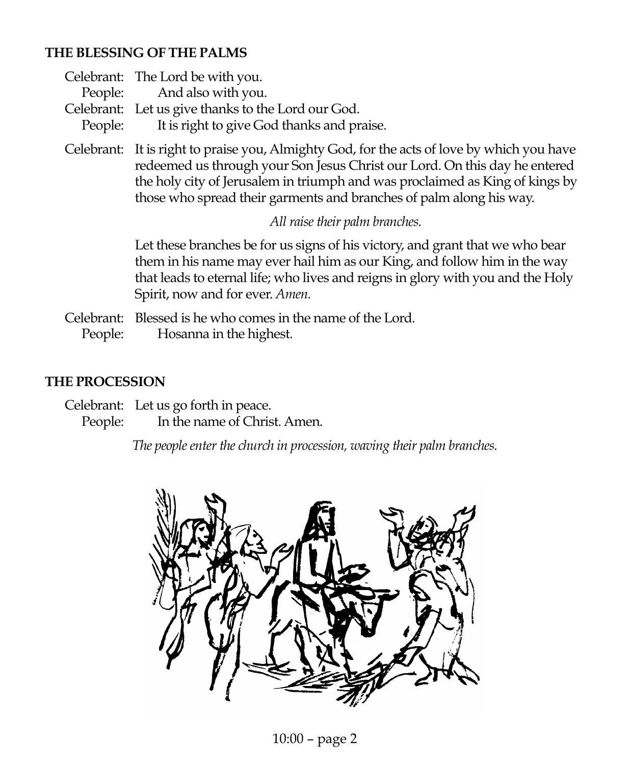## THE BLESSING OF THE PALMS

Celebrant: The Lord be with you.
People: And also with you.
Celebrant: Let us give thanks to the Lord our God.
People: It is right to give God thanks and praise.

Celebrant: It is right to praise you, Almighty God, for the acts of love by which you have redeemed us through your Son Jesus Christ our Lord. On this day he entered the holy city of Jerusalem in triumph and was proclaimed as King of kings by those who spread their garments and branches of palm along his way.

*All raise their palm branches.*

Let these branches be for us signs of his victory, and grant that we who bear them in his name may ever hail him as our King, and follow him in the way that leads to eternal life; who lives and reigns in glory with you and the Holy Spirit, now and for ever. *Amen.*

Celebrant: Blessed is he who comes in the name of the Lord.
People: Hosanna in the highest.

## THE PROCESSION

Celebrant: Let us go forth in peace.
People: In the name of Christ. Amen.

*The people enter the church in procession, waving their palm branches.*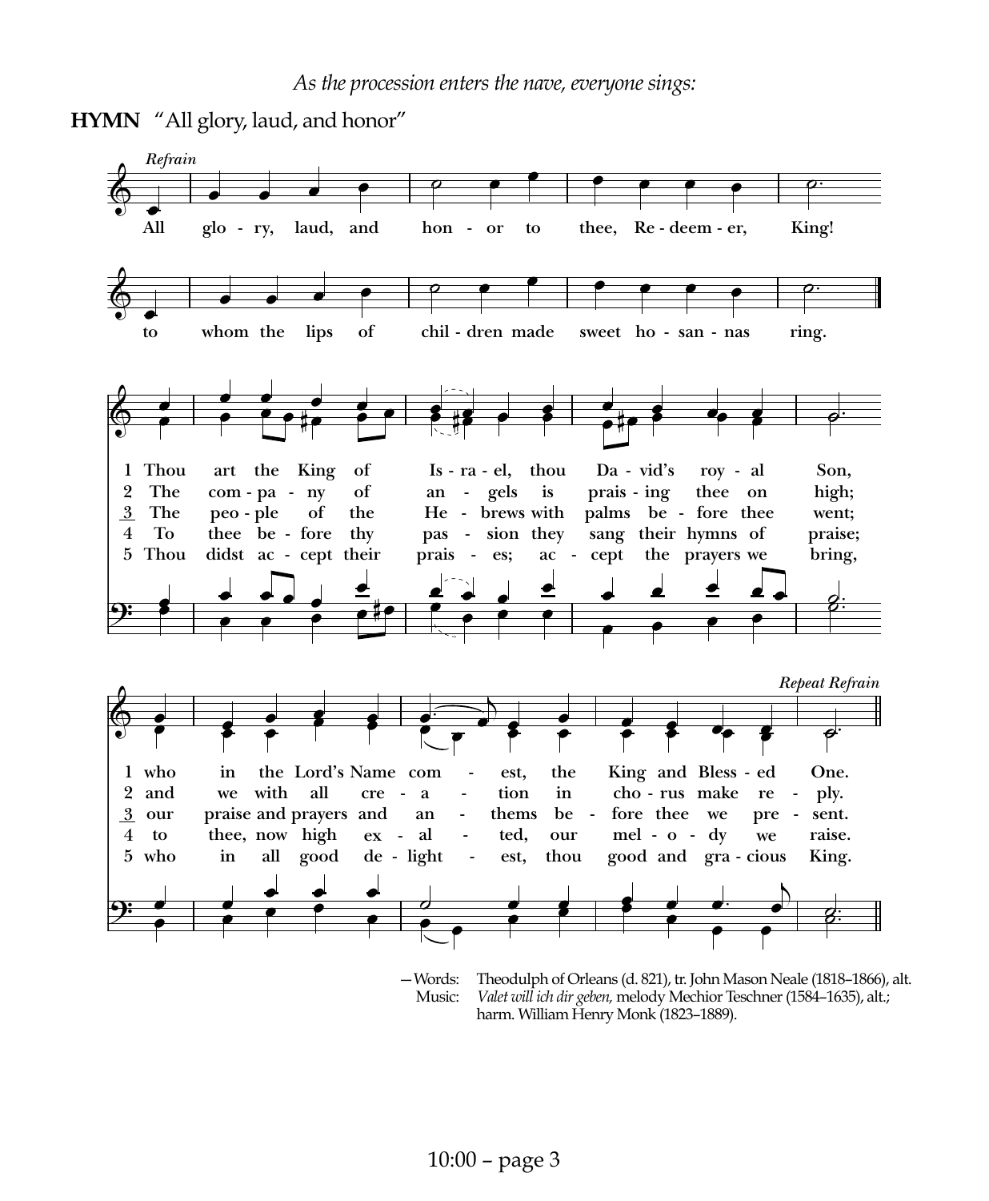*As the procession enters the nave, everyone sings:*

**HYMN** "All glory, laud, and honor"

*Refrain*

All glory, laud, and honor to thee, Redeemer, King!
to whom the lips of children made sweet hosannas ring.

1 Thou art the King of Israel, thou David's royal Son,
who in the Lord's Name comest, the King and Blessed One.

2 The company of angels is praising thee on high;
and we with all creation in chorus make reply.

3 The people of the Hebrews with palms before thee went;
our praise and prayers and anthems before thee we present.

4 To thee before thy passion they sang their hymns of praise;
to thee, now high exalted, our melody we raise.

5 Thou didst accept their praises; accept the prayers we bring,
who in all good delightest, thou good and gracious King.

*Repeat Refrain*

—Words: Theodulph of Orleans (d. 821), tr. John Mason Neale (1818–1866), alt.
Music: *Valet will ich dir geben,* melody Mechior Teschner (1584–1635), alt.; harm. William Henry Monk (1823–1889).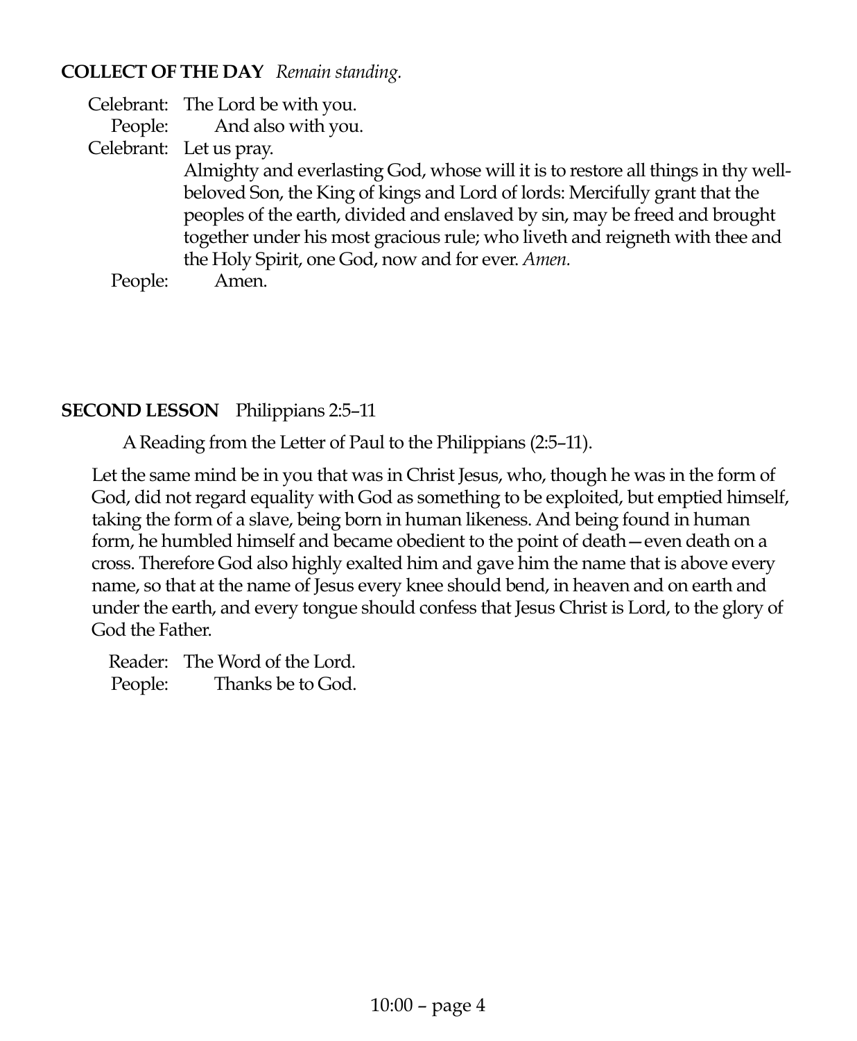**COLLECT OF THE DAY** *Remain standing.*

Celebrant: The Lord be with you.
People: And also with you.
Celebrant: Let us pray.
Almighty and everlasting God, whose will it is to restore all things in thy well-beloved Son, the King of kings and Lord of lords: Mercifully grant that the peoples of the earth, divided and enslaved by sin, may be freed and brought together under his most gracious rule; who liveth and reigneth with thee and the Holy Spirit, one God, now and for ever. *Amen.*
People: Amen.

**SECOND LESSON** Philippians 2:5–11

A Reading from the Letter of Paul to the Philippians (2:5–11).

Let the same mind be in you that was in Christ Jesus, who, though he was in the form of God, did not regard equality with God as something to be exploited, but emptied himself, taking the form of a slave, being born in human likeness. And being found in human form, he humbled himself and became obedient to the point of death—even death on a cross. Therefore God also highly exalted him and gave him the name that is above every name, so that at the name of Jesus every knee should bend, in heaven and on earth and under the earth, and every tongue should confess that Jesus Christ is Lord, to the glory of God the Father.

Reader: The Word of the Lord.
People: Thanks be to God.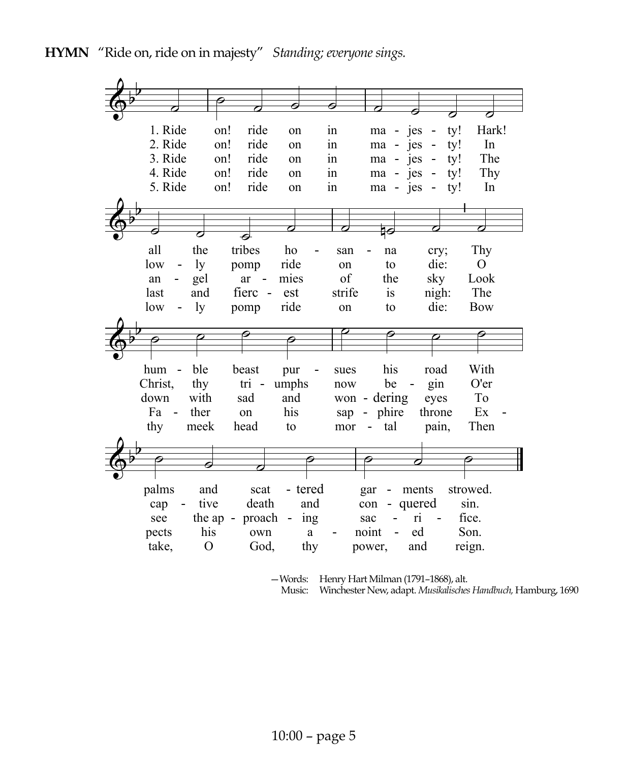**HYMN** "Ride on, ride on in majesty" *Standing; everyone sings.*

1. Ride on! ride on in majesty! Hark! all the tribes hosanna cry; Thy humble beast pursues his road With palms and scattered garments strowed.

2. Ride on! ride on in majesty! In lowly pomp ride on to die: O Christ, thy triumphs now begin O'er captive death and conquered sin.

3. Ride on! ride on in majesty! The angel armies of the sky Look down with sad and wondering eyes To see the approaching sacrifice.

4. Ride on! ride on in majesty! Thy last and fiercest strife is nigh: The Father on his sapphire throne Expects his own anointed Son.

5. Ride on! ride on in majesty! In lowly pomp ride on to die: Bow thy meek head to mortal pain, Then take, O God, thy power, and reign.

—Words: Henry Hart Milman (1791–1868), alt.
Music: Winchester New, adapt. *Musikalisches Handbuch,* Hamburg, 1690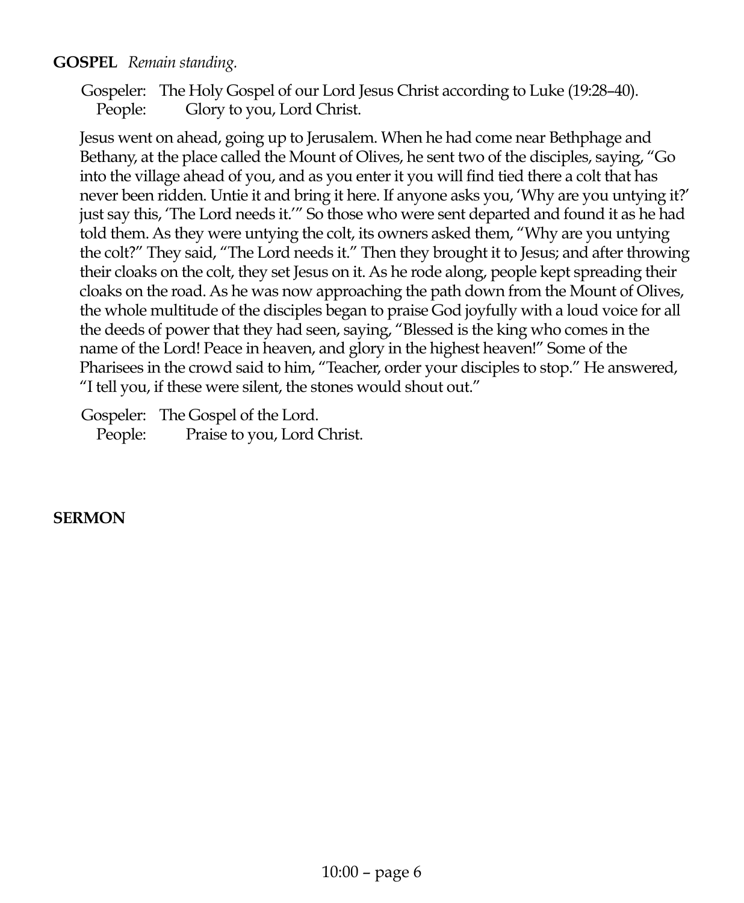**GOSPEL** *Remain standing.*

Gospeler: The Holy Gospel of our Lord Jesus Christ according to Luke (19:28–40).
People: Glory to you, Lord Christ.

Jesus went on ahead, going up to Jerusalem. When he had come near Bethphage and Bethany, at the place called the Mount of Olives, he sent two of the disciples, saying, "Go into the village ahead of you, and as you enter it you will find tied there a colt that has never been ridden. Untie it and bring it here. If anyone asks you, 'Why are you untying it?' just say this, 'The Lord needs it.'" So those who were sent departed and found it as he had told them. As they were untying the colt, its owners asked them, "Why are you untying the colt?" They said, "The Lord needs it." Then they brought it to Jesus; and after throwing their cloaks on the colt, they set Jesus on it. As he rode along, people kept spreading their cloaks on the road. As he was now approaching the path down from the Mount of Olives, the whole multitude of the disciples began to praise God joyfully with a loud voice for all the deeds of power that they had seen, saying, "Blessed is the king who comes in the name of the Lord! Peace in heaven, and glory in the highest heaven!" Some of the Pharisees in the crowd said to him, "Teacher, order your disciples to stop." He answered, "I tell you, if these were silent, the stones would shout out."

Gospeler: The Gospel of the Lord.
People: Praise to you, Lord Christ.

**SERMON**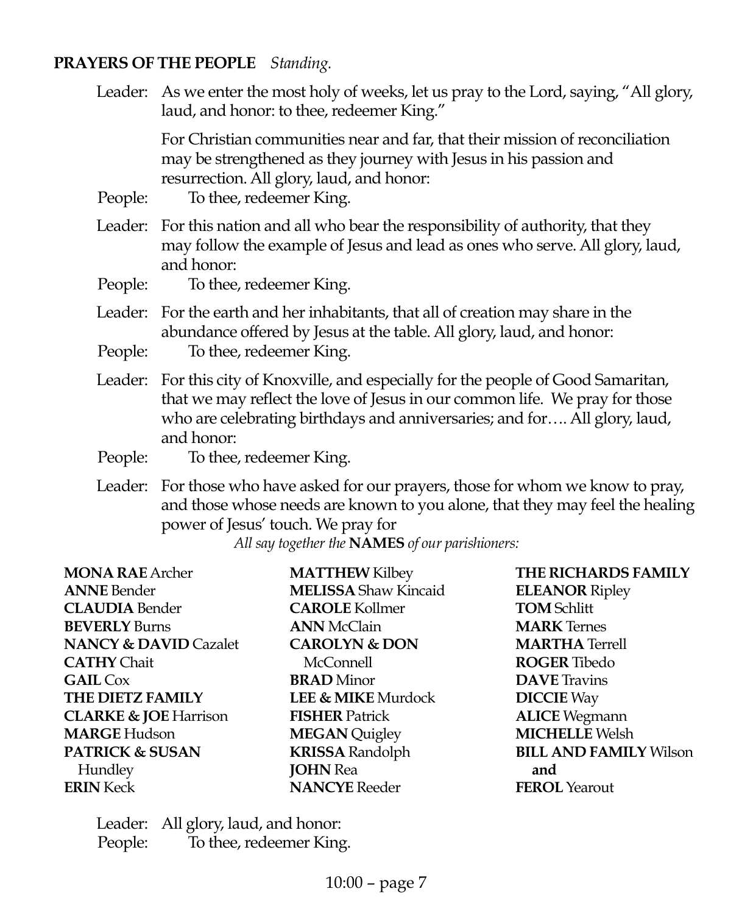**PRAYERS OF THE PEOPLE** *Standing.*

Leader: As we enter the most holy of weeks, let us pray to the Lord, saying, "All glory, laud, and honor: to thee, redeemer King."

For Christian communities near and far, that their mission of reconciliation may be strengthened as they journey with Jesus in his passion and resurrection. All glory, laud, and honor:

People: To thee, redeemer King.

Leader: For this nation and all who bear the responsibility of authority, that they may follow the example of Jesus and lead as ones who serve. All glory, laud, and honor:

People: To thee, redeemer King.

Leader: For the earth and her inhabitants, that all of creation may share in the abundance offered by Jesus at the table. All glory, laud, and honor:

People: To thee, redeemer King.

Leader: For this city of Knoxville, and especially for the people of Good Samaritan, that we may reflect the love of Jesus in our common life. We pray for those who are celebrating birthdays and anniversaries; and for…. All glory, laud, and honor:

People: To thee, redeemer King.

Leader: For those who have asked for our prayers, those for whom we know to pray, and those whose needs are known to you alone, that they may feel the healing power of Jesus' touch. We pray for

*All say together the* **NAMES** *of our parishioners:*

**MONA RAE** Archer
**ANNE** Bender
**CLAUDIA** Bender
**BEVERLY** Burns
**NANCY & DAVID** Cazalet
**CATHY** Chait
**GAIL** Cox
**THE DIETZ FAMILY**
**CLARKE & JOE** Harrison
**MARGE** Hudson
**PATRICK & SUSAN** Hundley
**ERIN** Keck
**MATTHEW** Kilbey
**MELISSA** Shaw Kincaid
**CAROLE** Kollmer
**ANN** McClain
**CAROLYN & DON** McConnell
**BRAD** Minor
**LEE & MIKE** Murdock
**FISHER** Patrick
**MEGAN** Quigley
**KRISSA** Randolph
**JOHN** Rea
**NANCYE** Reeder
**THE RICHARDS FAMILY**
**ELEANOR** Ripley
**TOM** Schlitt
**MARK** Ternes
**MARTHA** Terrell
**ROGER** Tibedo
**DAVE** Travins
**DICCIE** Way
**ALICE** Wegmann
**MICHELLE** Welsh
**BILL AND FAMILY** Wilson
**and**
**FEROL** Yearout

Leader: All glory, laud, and honor:

People: To thee, redeemer King.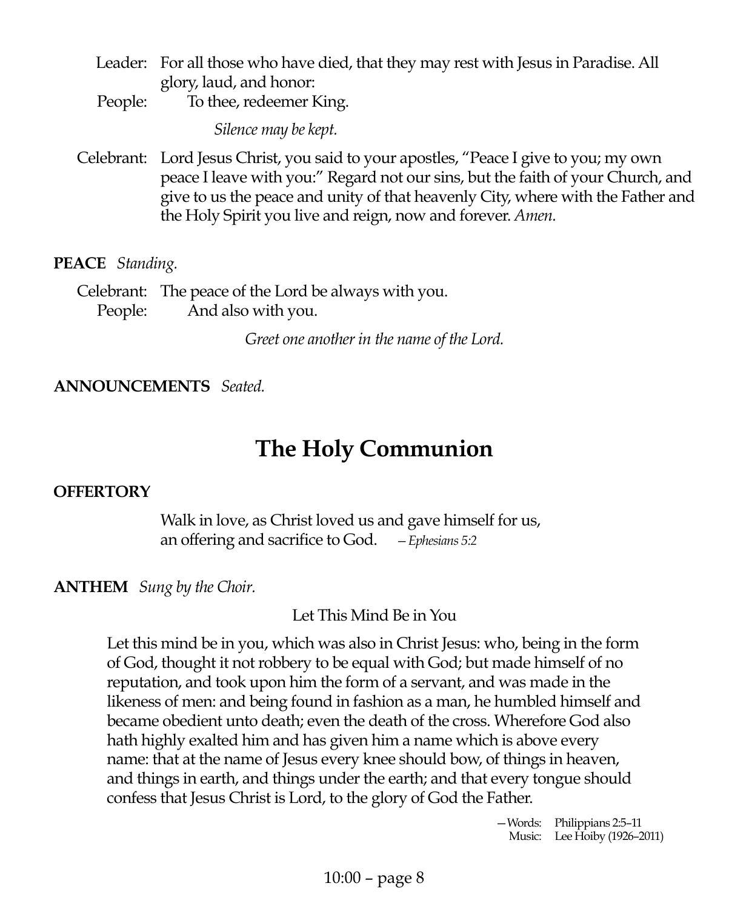Leader: For all those who have died, that they may rest with Jesus in Paradise. All glory, laud, and honor:
People: To thee, redeemer King.

*Silence may be kept.*

Celebrant: Lord Jesus Christ, you said to your apostles, "Peace I give to you; my own peace I leave with you:" Regard not our sins, but the faith of your Church, and give to us the peace and unity of that heavenly City, where with the Father and the Holy Spirit you live and reign, now and forever. *Amen.*

**PEACE** *Standing.*

Celebrant: The peace of the Lord be always with you.
People: And also with you.

*Greet one another in the name of the Lord.*

**ANNOUNCEMENTS** *Seated.*

# The Holy Communion

**OFFERTORY**

Walk in love, as Christ loved us and gave himself for us,
an offering and sacrifice to God. *– Ephesians 5:2*

**ANTHEM** *Sung by the Choir.*

Let This Mind Be in You

Let this mind be in you, which was also in Christ Jesus: who, being in the form of God, thought it not robbery to be equal with God; but made himself of no reputation, and took upon him the form of a servant, and was made in the likeness of men: and being found in fashion as a man, he humbled himself and became obedient unto death; even the death of the cross. Wherefore God also hath highly exalted him and has given him a name which is above every name: that at the name of Jesus every knee should bow, of things in heaven, and things in earth, and things under the earth; and that every tongue should confess that Jesus Christ is Lord, to the glory of God the Father.

—Words: Philippians 2:5–11
Music: Lee Hoiby (1926–2011)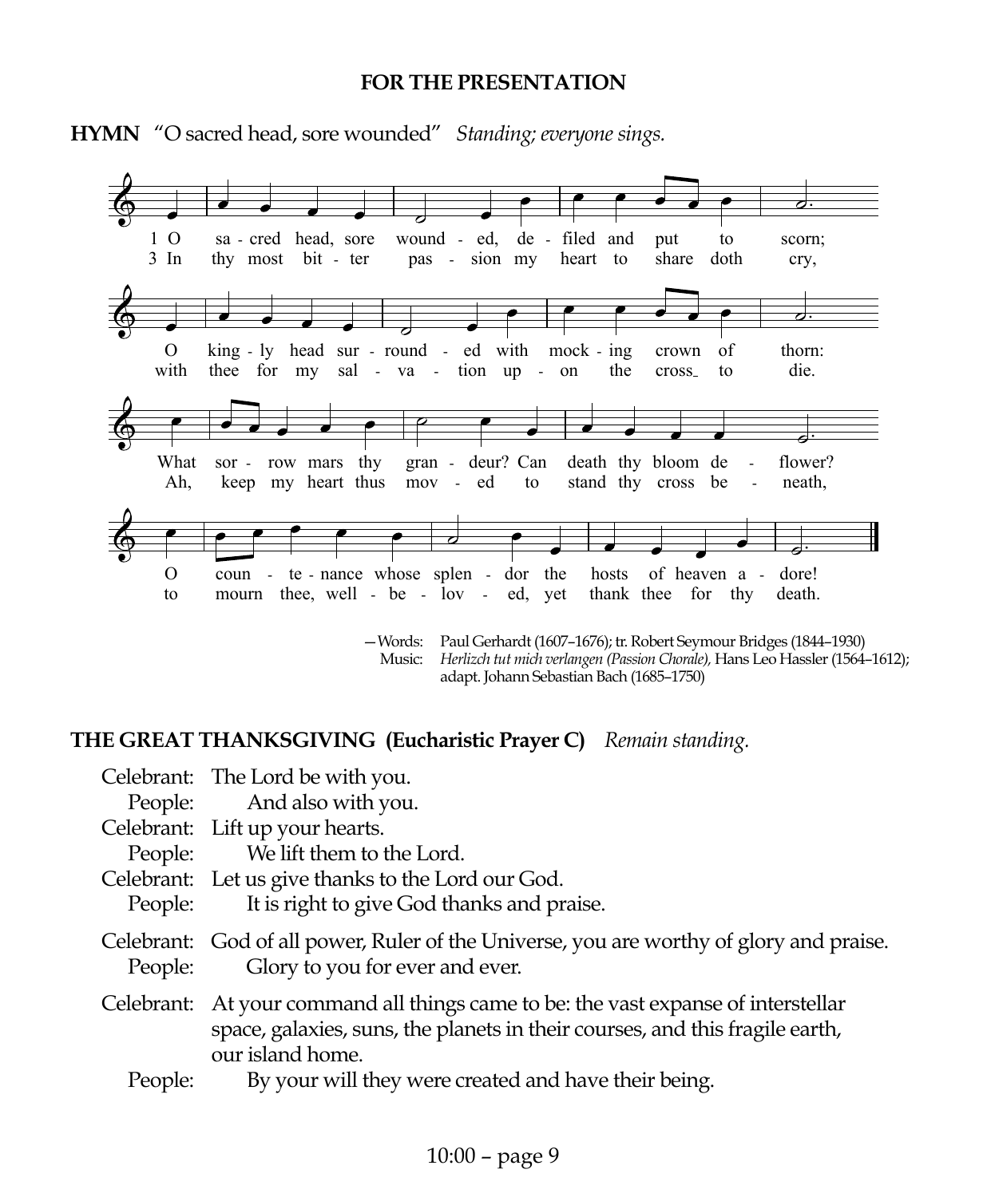### FOR THE PRESENTATION

**HYMN** "O sacred head, sore wounded" *Standing; everyone sings.*

1 O sa - cred head, sore wound - ed, de - filed and put to scorn;
O king - ly head sur - round - ed with mock - ing crown of thorn:
What sor - row mars thy gran - deur? Can death thy bloom de - flower?
O coun - te - nance whose splen - dor the hosts of heaven a - dore!

3 In thy most bit - ter pas - sion my heart to share doth cry,
with thee for my sal - va - tion up - on the cross to die.
Ah, keep my heart thus mov - ed to stand thy cross be - neath,
to mourn thee, well - be - lov - ed, yet thank thee for thy death.

—Words: Paul Gerhardt (1607–1676); tr. Robert Seymour Bridges (1844–1930)
Music: *Herlizch tut mich verlangen (Passion Chorale),* Hans Leo Hassler (1564–1612); adapt. Johann Sebastian Bach (1685–1750)

### THE GREAT THANKSGIVING (Eucharistic Prayer C) *Remain standing.*

Celebrant: The Lord be with you.
People: And also with you.
Celebrant: Lift up your hearts.
People: We lift them to the Lord.
Celebrant: Let us give thanks to the Lord our God.
People: It is right to give God thanks and praise.

Celebrant: God of all power, Ruler of the Universe, you are worthy of glory and praise.
People: Glory to you for ever and ever.

Celebrant: At your command all things came to be: the vast expanse of interstellar space, galaxies, suns, the planets in their courses, and this fragile earth, our island home.
People: By your will they were created and have their being.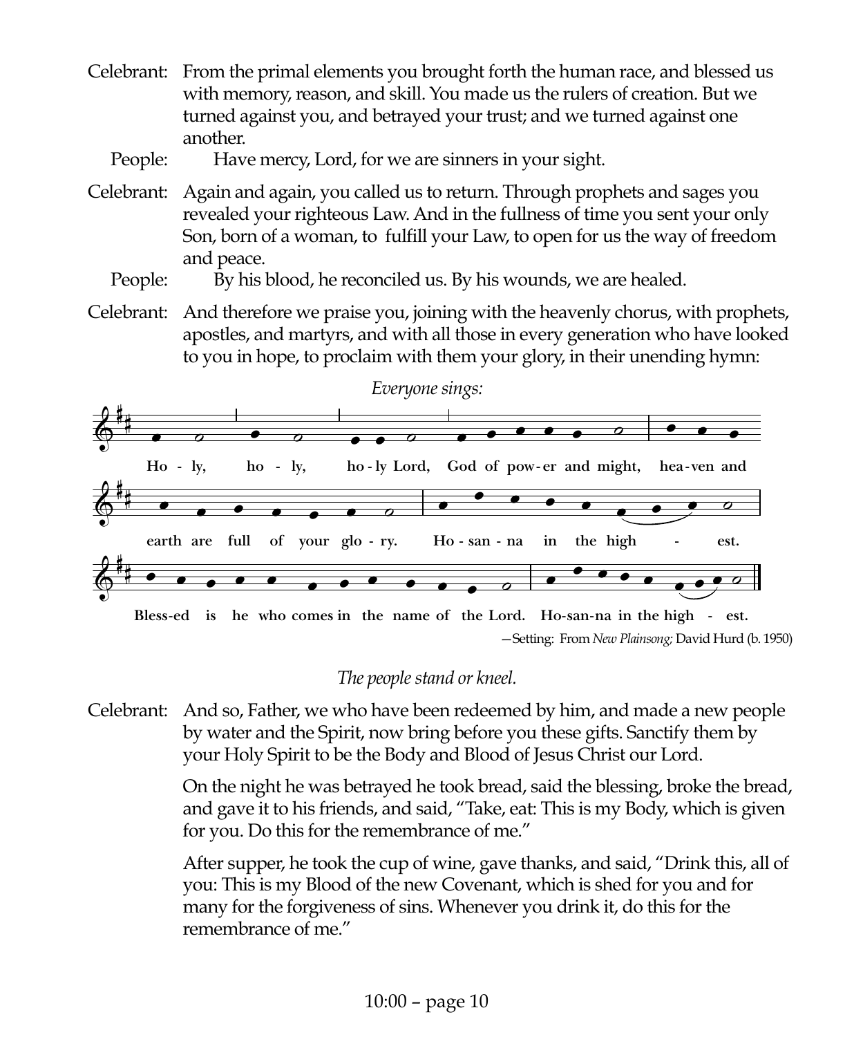Celebrant: From the primal elements you brought forth the human race, and blessed us with memory, reason, and skill. You made us the rulers of creation. But we turned against you, and betrayed your trust; and we turned against one another.

People: **Have mercy, Lord, for we are sinners in your sight.**

Celebrant: Again and again, you called us to return. Through prophets and sages you revealed your righteous Law. And in the fullness of time you sent your only Son, born of a woman, to fulfill your Law, to open for us the way of freedom and peace.

People: **By his blood, he reconciled us. By his wounds, we are healed.**

Celebrant: And therefore we praise you, joining with the heavenly chorus, with prophets, apostles, and martyrs, and with all those in every generation who have looked to you in hope, to proclaim with them your glory, in their unending hymn:

*Everyone sings:*

**Holy, holy, holy Lord, God of power and might, heaven and earth are full of your glory. Hosanna in the highest. Blessed is he who comes in the name of the Lord. Hosanna in the highest.**

—Setting: From *New Plainsong;* David Hurd (b. 1950)

*The people stand or kneel.*

Celebrant: And so, Father, we who have been redeemed by him, and made a new people by water and the Spirit, now bring before you these gifts. Sanctify them by your Holy Spirit to be the Body and Blood of Jesus Christ our Lord.

On the night he was betrayed he took bread, said the blessing, broke the bread, and gave it to his friends, and said, "Take, eat: This is my Body, which is given for you. Do this for the remembrance of me."

After supper, he took the cup of wine, gave thanks, and said, "Drink this, all of you: This is my Blood of the new Covenant, which is shed for you and for many for the forgiveness of sins. Whenever you drink it, do this for the remembrance of me."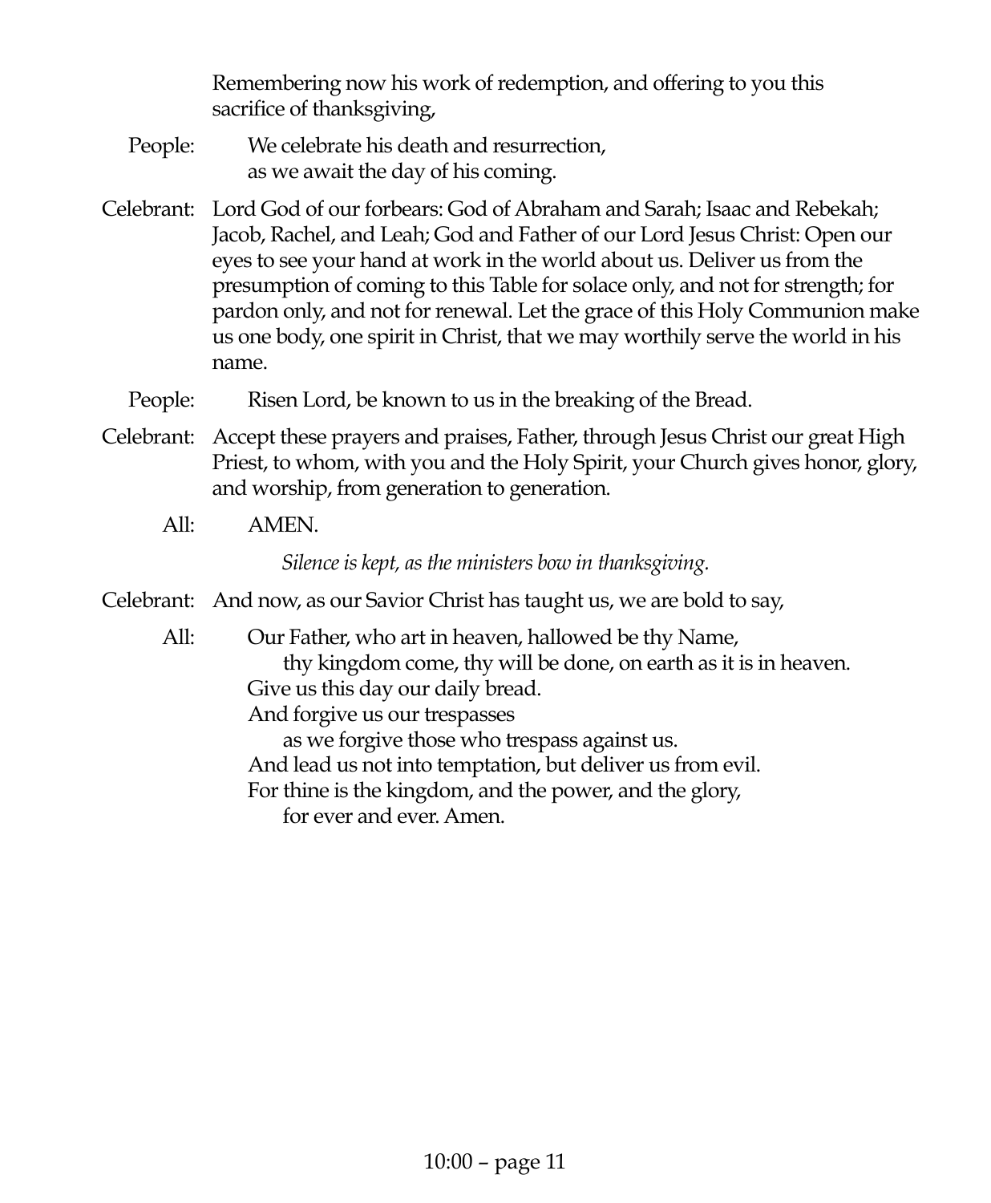Remembering now his work of redemption, and offering to you this sacrifice of thanksgiving,

People: We celebrate his death and resurrection,
as we await the day of his coming.

Celebrant: Lord God of our forbears: God of Abraham and Sarah; Isaac and Rebekah; Jacob, Rachel, and Leah; God and Father of our Lord Jesus Christ: Open our eyes to see your hand at work in the world about us. Deliver us from the presumption of coming to this Table for solace only, and not for strength; for pardon only, and not for renewal. Let the grace of this Holy Communion make us one body, one spirit in Christ, that we may worthily serve the world in his name.

People: Risen Lord, be known to us in the breaking of the Bread.

Celebrant: Accept these prayers and praises, Father, through Jesus Christ our great High Priest, to whom, with you and the Holy Spirit, your Church gives honor, glory, and worship, from generation to generation.

All: AMEN.

*Silence is kept, as the ministers bow in thanksgiving.*

Celebrant: And now, as our Savior Christ has taught us, we are bold to say,

All: Our Father, who art in heaven, hallowed be thy Name,
thy kingdom come, thy will be done, on earth as it is in heaven.
Give us this day our daily bread.
And forgive us our trespasses
as we forgive those who trespass against us.
And lead us not into temptation, but deliver us from evil.
For thine is the kingdom, and the power, and the glory,
for ever and ever. Amen.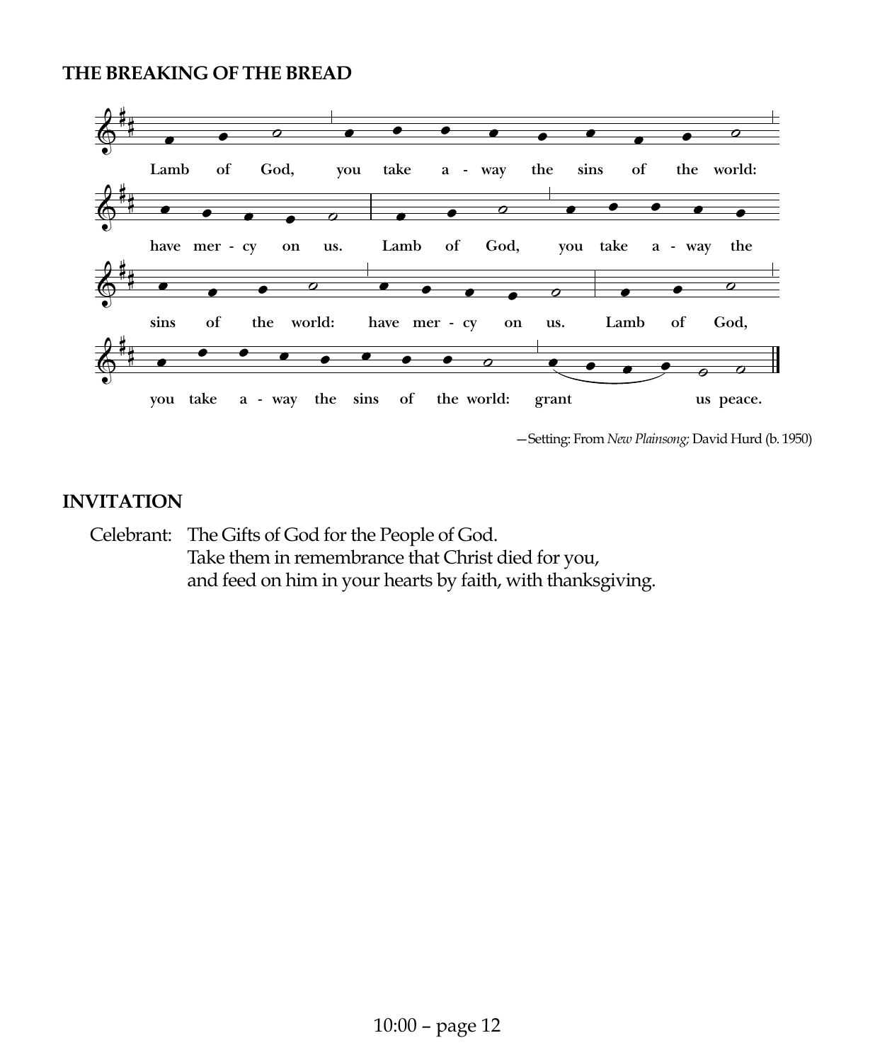**THE BREAKING OF THE BREAD**

Lamb of God, you take away the sins of the world: have mercy on us.
Lamb of God, you take away the sins of the world: have mercy on us.
Lamb of God, you take away the sins of the world: grant us peace.

—Setting: From *New Plainsong;* David Hurd (b. 1950)

**INVITATION**

Celebrant: The Gifts of God for the People of God.
Take them in remembrance that Christ died for you,
and feed on him in your hearts by faith, with thanksgiving.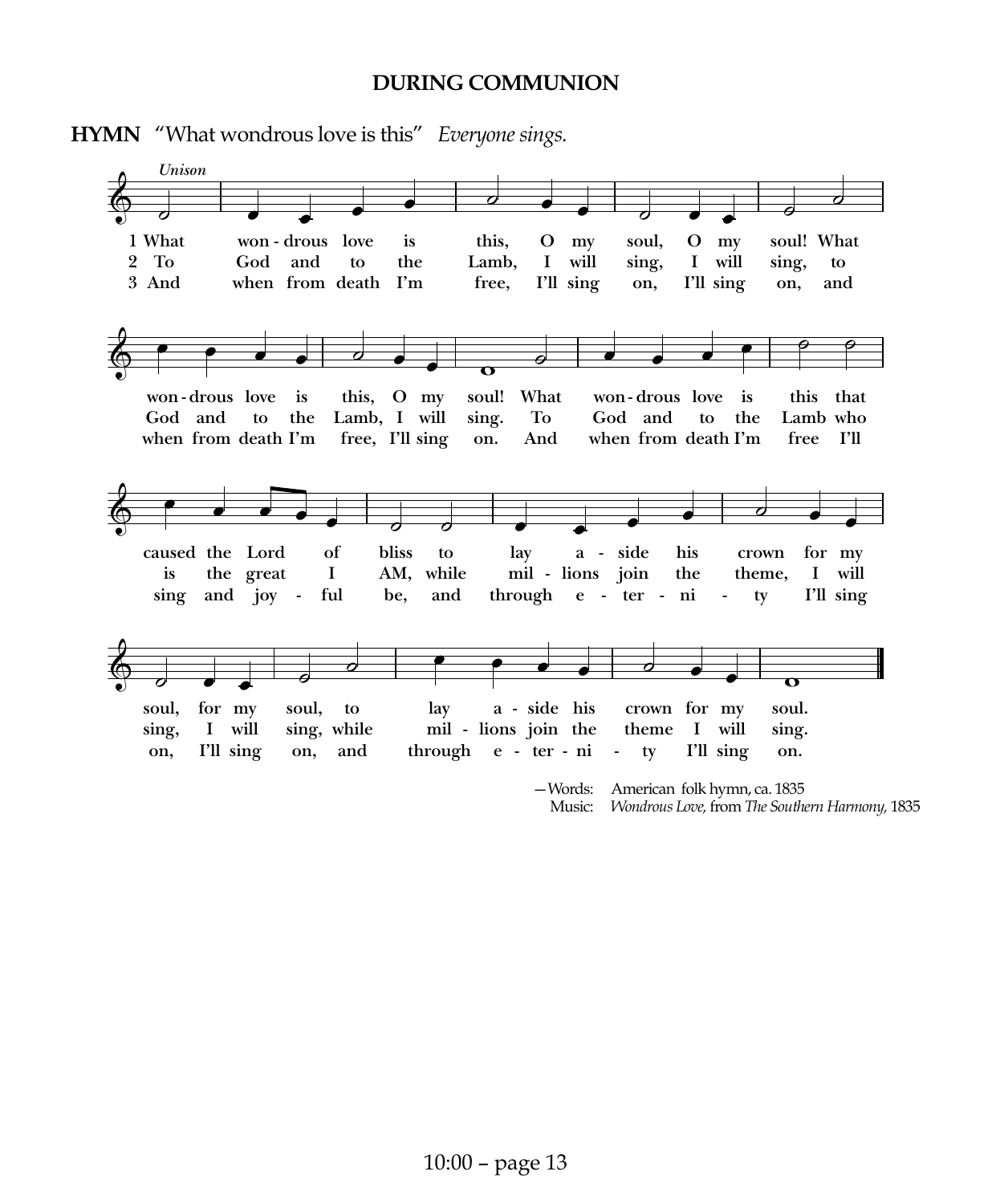## DURING COMMUNION

**HYMN** "What wondrous love is this" *Everyone sings.*

*Unison*

1 What wondrous love is this, O my soul, O my soul! What wondrous love is this, O my soul! What wondrous love is this that caused the Lord of bliss to lay aside his crown for my soul, for my soul, to lay aside his crown for my soul.

2 To God and to the Lamb, I will sing, I will sing, to God and to the Lamb, I will sing. To God and to the Lamb who is the great I AM, while millions join the theme, I will sing, I will sing, while millions join the theme I will sing.

3 And when from death I'm free, I'll sing on, I'll sing on, and when from death I'm free, I'll sing on. And when from death I'm free I'll sing and joyful be, and through eternity I'll sing on, I'll sing on, and through eternity I'll sing on.

—Words: American folk hymn, ca. 1835
Music: *Wondrous Love,* from *The Southern Harmony,* 1835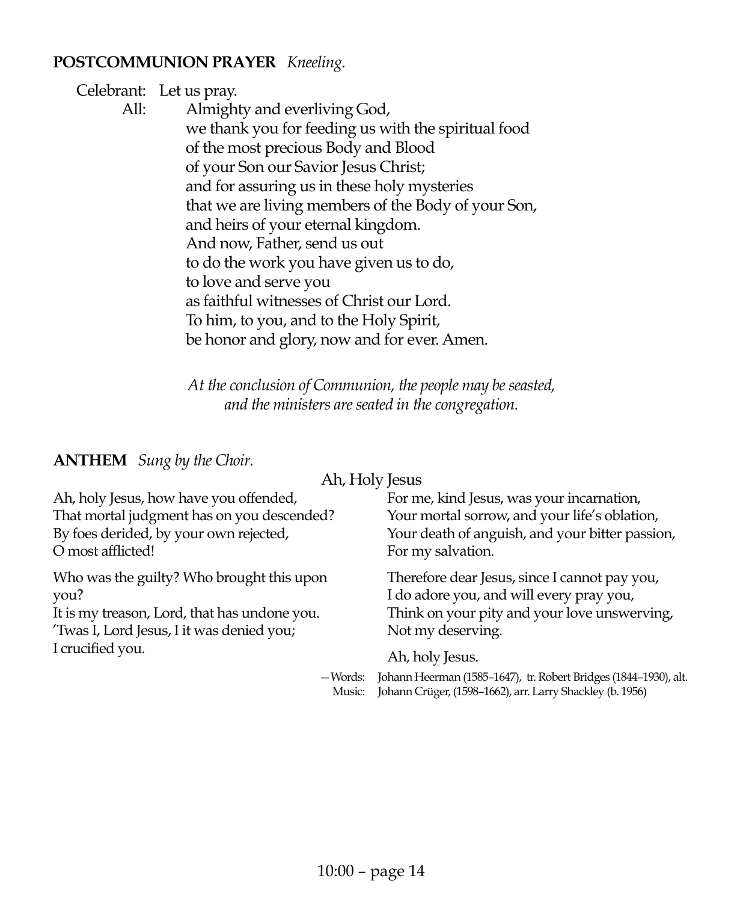**POSTCOMMUNION PRAYER** *Kneeling.*

Celebrant: Let us pray.

All: Almighty and everliving God,
we thank you for feeding us with the spiritual food
of the most precious Body and Blood
of your Son our Savior Jesus Christ;
and for assuring us in these holy mysteries
that we are living members of the Body of your Son,
and heirs of your eternal kingdom.
And now, Father, send us out
to do the work you have given us to do,
to love and serve you
as faithful witnesses of Christ our Lord.
To him, to you, and to the Holy Spirit,
be honor and glory, now and for ever. Amen.

*At the conclusion of Communion, the people may be seasted, and the ministers are seated in the congregation.*

**ANTHEM** *Sung by the Choir.*

Ah, Holy Jesus

Ah, holy Jesus, how have you offended,
That mortal judgment has on you descended?
By foes derided, by your own rejected,
O most afflicted!

Who was the guilty? Who brought this upon you?
It is my treason, Lord, that has undone you.
'Twas I, Lord Jesus, I it was denied you;
I crucified you.

For me, kind Jesus, was your incarnation,
Your mortal sorrow, and your life's oblation,
Your death of anguish, and your bitter passion,
For my salvation.

Therefore dear Jesus, since I cannot pay you,
I do adore you, and will every pray you,
Think on your pity and your love unswerving,
Not my deserving.

Ah, holy Jesus.

—Words: Johann Heerman (1585–1647), tr. Robert Bridges (1844–1930), alt.
Music: Johann Crüger, (1598–1662), arr. Larry Shackley (b. 1956)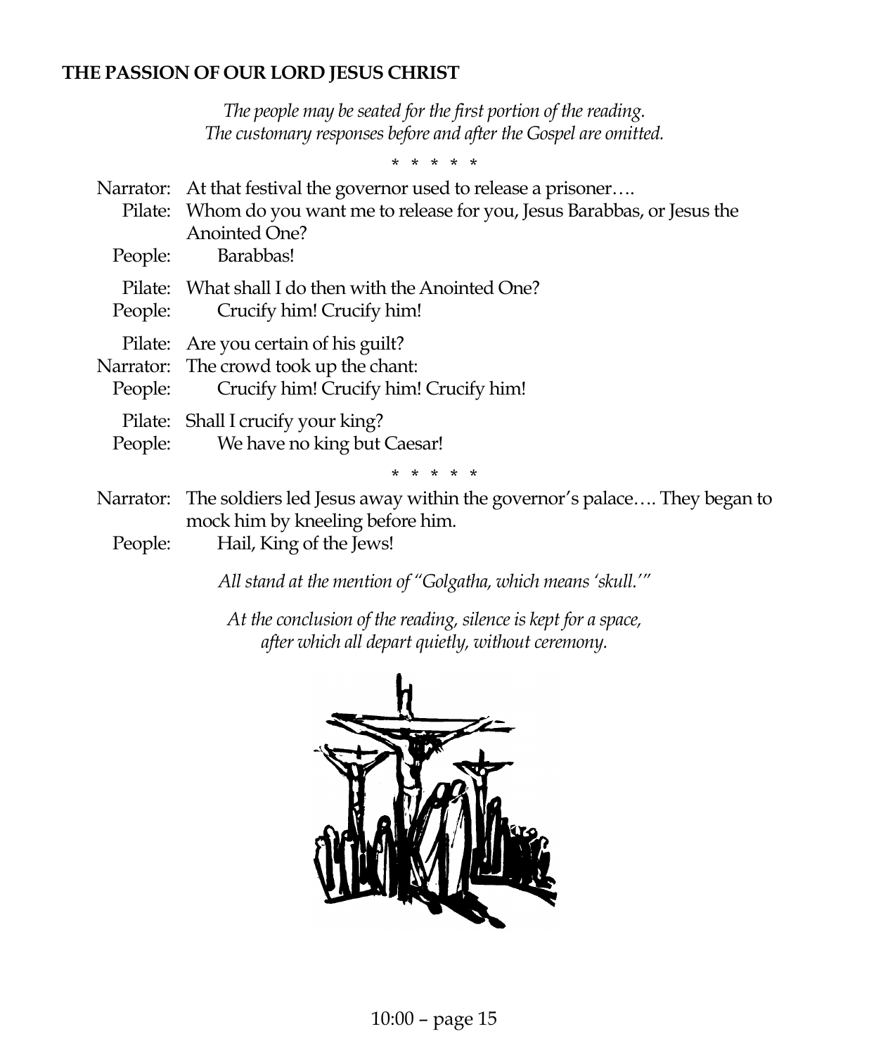**THE PASSION OF OUR LORD JESUS CHRIST**

*The people may be seated for the first portion of the reading.*
*The customary responses before and after the Gospel are omitted.*

\* \* \* \* \*

Narrator: At that festival the governor used to release a prisoner….

Pilate: Whom do you want me to release for you, Jesus Barabbas, or Jesus the Anointed One?

People: Barabbas!

Pilate: What shall I do then with the Anointed One?

People: Crucify him! Crucify him!

Pilate: Are you certain of his guilt?

Narrator: The crowd took up the chant:

People: Crucify him! Crucify him! Crucify him!

Pilate: Shall I crucify your king?

People: We have no king but Caesar!

\* \* \* \* \*

Narrator: The soldiers led Jesus away within the governor's palace…. They began to mock him by kneeling before him.

People: Hail, King of the Jews!

*All stand at the mention of "Golgatha, which means 'skull.'"*

*At the conclusion of the reading, silence is kept for a space, after which all depart quietly, without ceremony.*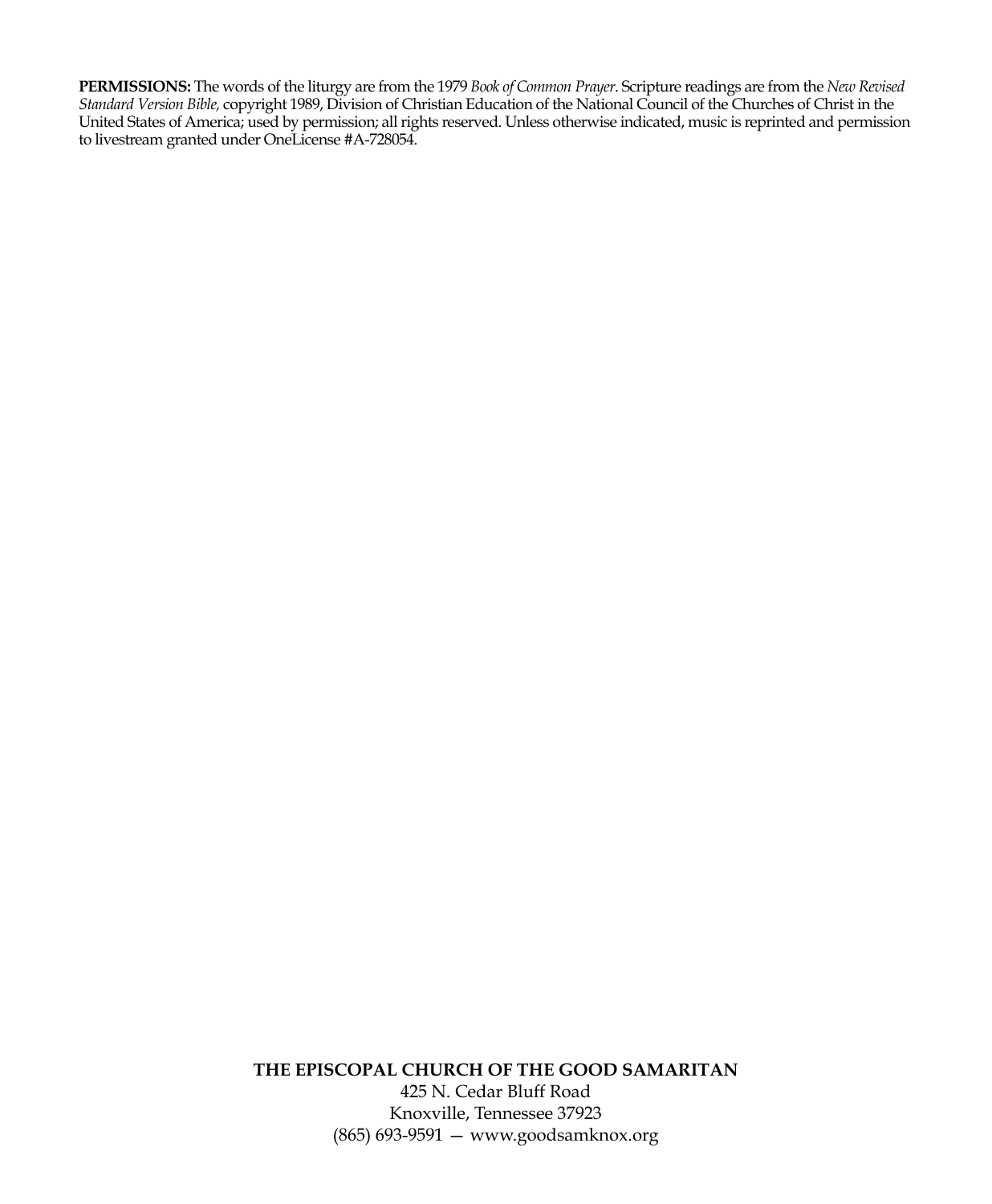**PERMISSIONS:** The words of the liturgy are from the 1979 *Book of Common Prayer*. Scripture readings are from the *New Revised Standard Version Bible,* copyright 1989, Division of Christian Education of the National Council of the Churches of Christ in the United States of America; used by permission; all rights reserved. Unless otherwise indicated, music is reprinted and permission to livestream granted under OneLicense #A-728054.

**THE EPISCOPAL CHURCH OF THE GOOD SAMARITAN**

425 N. Cedar Bluff Road

Knoxville, Tennessee 37923

(865) 693-9591 — www.goodsamknox.org